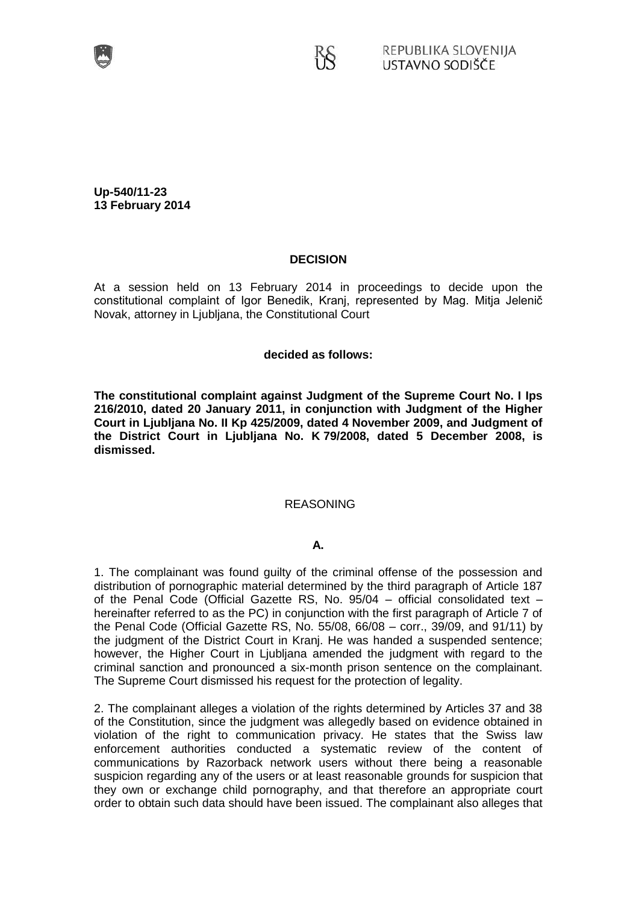REPUBLIKA SLOVENIJA
USTAVNO SODIŠČE

**Up-540/11-23**
**13 February 2014**

**DECISION**

At a session held on 13 February 2014 in proceedings to decide upon the constitutional complaint of Igor Benedik, Kranj, represented by Mag. Mitja Jelenič Novak, attorney in Ljubljana, the Constitutional Court

**decided as follows:**

**The constitutional complaint against Judgment of the Supreme Court No. I Ips 216/2010, dated 20 January 2011, in conjunction with Judgment of the Higher Court in Ljubljana No. II Kp 425/2009, dated 4 November 2009, and Judgment of the District Court in Ljubljana No. K 79/2008, dated 5 December 2008, is dismissed.**

REASONING

**A.**

1. The complainant was found guilty of the criminal offense of the possession and distribution of pornographic material determined by the third paragraph of Article 187 of the Penal Code (Official Gazette RS, No. 95/04 – official consolidated text – hereinafter referred to as the PC) in conjunction with the first paragraph of Article 7 of the Penal Code (Official Gazette RS, No. 55/08, 66/08 – corr., 39/09, and 91/11) by the judgment of the District Court in Kranj. He was handed a suspended sentence; however, the Higher Court in Ljubljana amended the judgment with regard to the criminal sanction and pronounced a six-month prison sentence on the complainant. The Supreme Court dismissed his request for the protection of legality.

2. The complainant alleges a violation of the rights determined by Articles 37 and 38 of the Constitution, since the judgment was allegedly based on evidence obtained in violation of the right to communication privacy. He states that the Swiss law enforcement authorities conducted a systematic review of the content of communications by Razorback network users without there being a reasonable suspicion regarding any of the users or at least reasonable grounds for suspicion that they own or exchange child pornography, and that therefore an appropriate court order to obtain such data should have been issued. The complainant also alleges that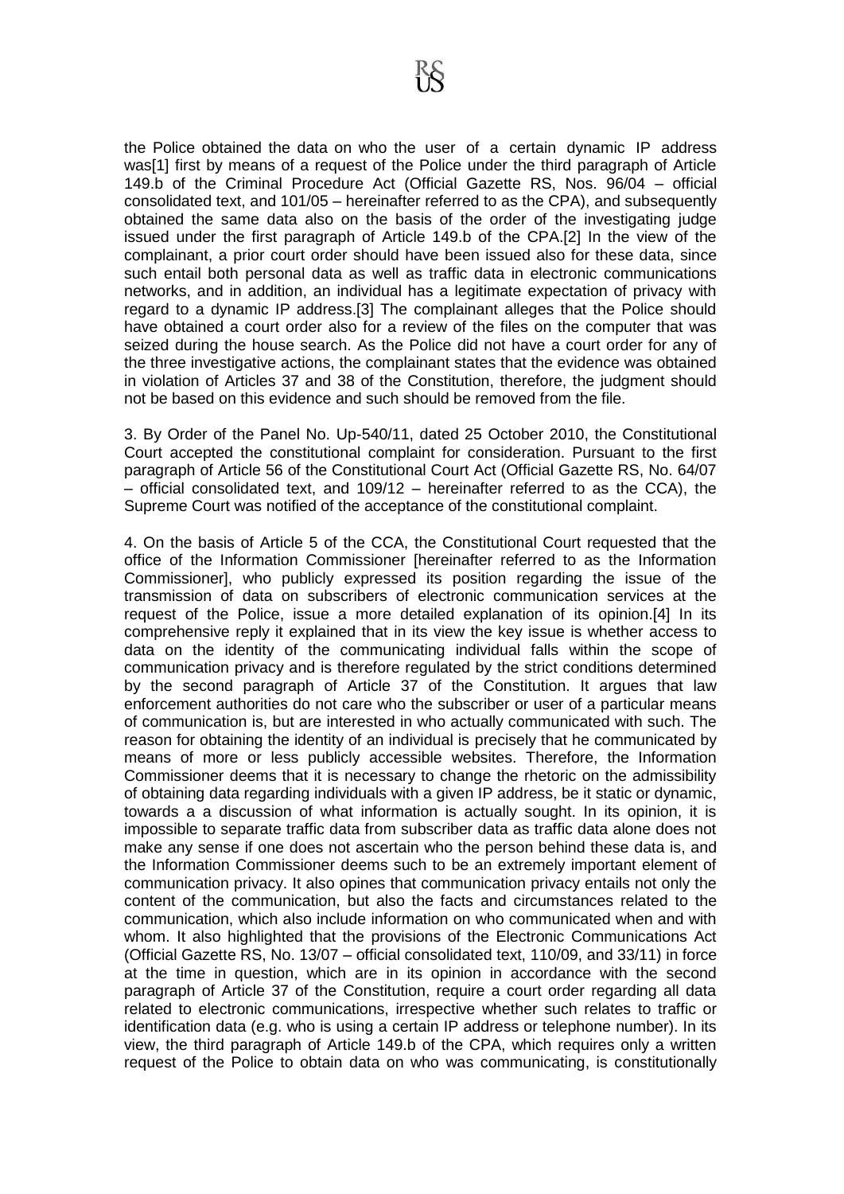the Police obtained the data on who the user of a certain dynamic IP address was[1] first by means of a request of the Police under the third paragraph of Article 149.b of the Criminal Procedure Act (Official Gazette RS, Nos. 96/04 – official consolidated text, and 101/05 – hereinafter referred to as the CPA), and subsequently obtained the same data also on the basis of the order of the investigating judge issued under the first paragraph of Article 149.b of the CPA.[2] In the view of the complainant, a prior court order should have been issued also for these data, since such entail both personal data as well as traffic data in electronic communications networks, and in addition, an individual has a legitimate expectation of privacy with regard to a dynamic IP address.[3] The complainant alleges that the Police should have obtained a court order also for a review of the files on the computer that was seized during the house search. As the Police did not have a court order for any of the three investigative actions, the complainant states that the evidence was obtained in violation of Articles 37 and 38 of the Constitution, therefore, the judgment should not be based on this evidence and such should be removed from the file.

3. By Order of the Panel No. Up-540/11, dated 25 October 2010, the Constitutional Court accepted the constitutional complaint for consideration. Pursuant to the first paragraph of Article 56 of the Constitutional Court Act (Official Gazette RS, No. 64/07 – official consolidated text, and 109/12 – hereinafter referred to as the CCA), the Supreme Court was notified of the acceptance of the constitutional complaint.

4. On the basis of Article 5 of the CCA, the Constitutional Court requested that the office of the Information Commissioner [hereinafter referred to as the Information Commissioner], who publicly expressed its position regarding the issue of the transmission of data on subscribers of electronic communication services at the request of the Police, issue a more detailed explanation of its opinion.[4] In its comprehensive reply it explained that in its view the key issue is whether access to data on the identity of the communicating individual falls within the scope of communication privacy and is therefore regulated by the strict conditions determined by the second paragraph of Article 37 of the Constitution. It argues that law enforcement authorities do not care who the subscriber or user of a particular means of communication is, but are interested in who actually communicated with such. The reason for obtaining the identity of an individual is precisely that he communicated by means of more or less publicly accessible websites. Therefore, the Information Commissioner deems that it is necessary to change the rhetoric on the admissibility of obtaining data regarding individuals with a given IP address, be it static or dynamic, towards a a discussion of what information is actually sought. In its opinion, it is impossible to separate traffic data from subscriber data as traffic data alone does not make any sense if one does not ascertain who the person behind these data is, and the Information Commissioner deems such to be an extremely important element of communication privacy. It also opines that communication privacy entails not only the content of the communication, but also the facts and circumstances related to the communication, which also include information on who communicated when and with whom. It also highlighted that the provisions of the Electronic Communications Act (Official Gazette RS, No. 13/07 – official consolidated text, 110/09, and 33/11) in force at the time in question, which are in its opinion in accordance with the second paragraph of Article 37 of the Constitution, require a court order regarding all data related to electronic communications, irrespective whether such relates to traffic or identification data (e.g. who is using a certain IP address or telephone number). In its view, the third paragraph of Article 149.b of the CPA, which requires only a written request of the Police to obtain data on who was communicating, is constitutionally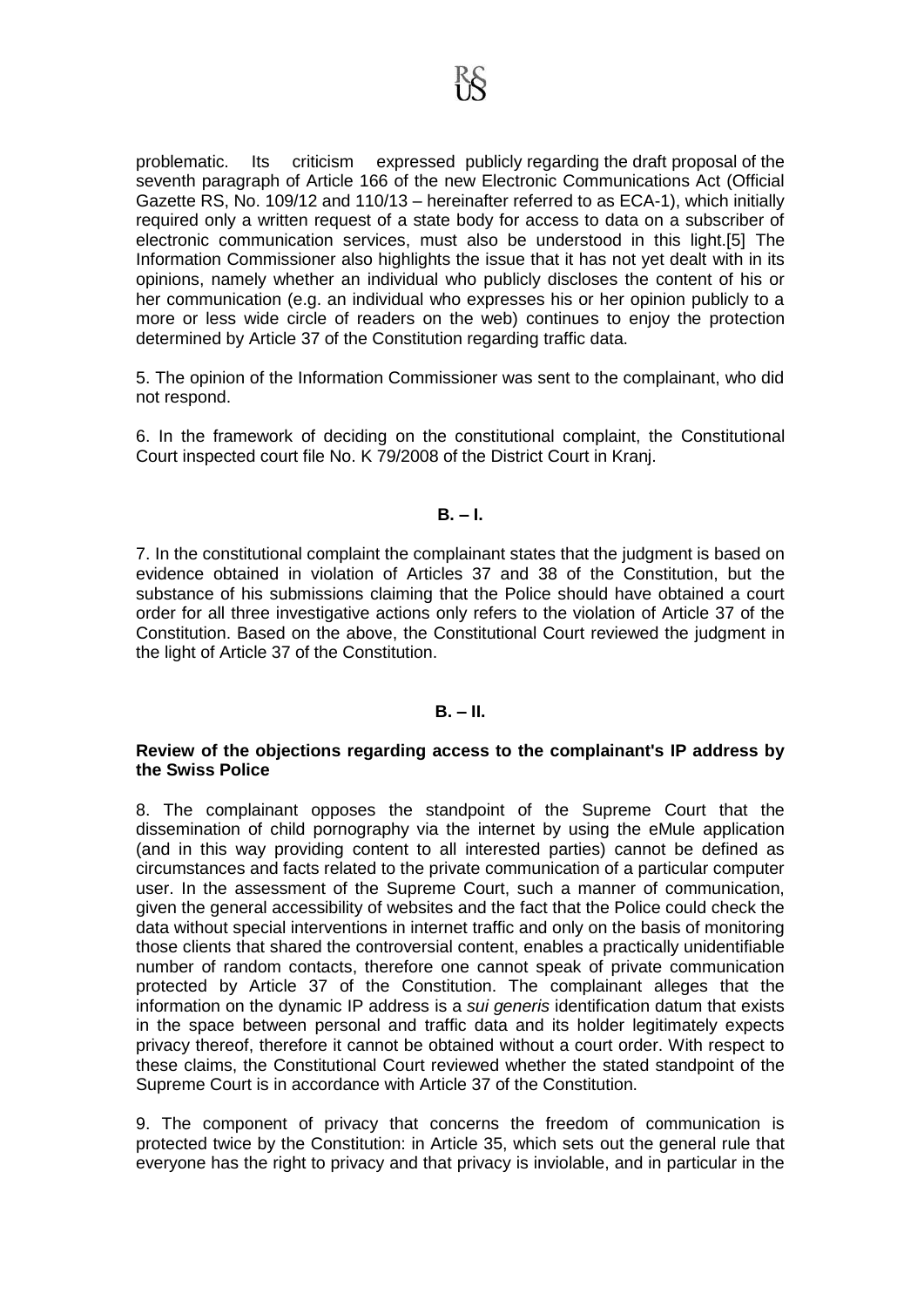problematic. Its criticism expressed publicly regarding the draft proposal of the seventh paragraph of Article 166 of the new Electronic Communications Act (Official Gazette RS, No. 109/12 and 110/13 – hereinafter referred to as ECA-1), which initially required only a written request of a state body for access to data on a subscriber of electronic communication services, must also be understood in this light.[5] The Information Commissioner also highlights the issue that it has not yet dealt with in its opinions, namely whether an individual who publicly discloses the content of his or her communication (e.g. an individual who expresses his or her opinion publicly to a more or less wide circle of readers on the web) continues to enjoy the protection determined by Article 37 of the Constitution regarding traffic data.

5. The opinion of the Information Commissioner was sent to the complainant, who did not respond.

6. In the framework of deciding on the constitutional complaint, the Constitutional Court inspected court file No. K 79/2008 of the District Court in Kranj.

## B. – I.

7. In the constitutional complaint the complainant states that the judgment is based on evidence obtained in violation of Articles 37 and 38 of the Constitution, but the substance of his submissions claiming that the Police should have obtained a court order for all three investigative actions only refers to the violation of Article 37 of the Constitution. Based on the above, the Constitutional Court reviewed the judgment in the light of Article 37 of the Constitution.

## B. – II.

### Review of the objections regarding access to the complainant's IP address by the Swiss Police

8. The complainant opposes the standpoint of the Supreme Court that the dissemination of child pornography via the internet by using the eMule application (and in this way providing content to all interested parties) cannot be defined as circumstances and facts related to the private communication of a particular computer user. In the assessment of the Supreme Court, such a manner of communication, given the general accessibility of websites and the fact that the Police could check the data without special interventions in internet traffic and only on the basis of monitoring those clients that shared the controversial content, enables a practically unidentifiable number of random contacts, therefore one cannot speak of private communication protected by Article 37 of the Constitution. The complainant alleges that the information on the dynamic IP address is a *sui generis* identification datum that exists in the space between personal and traffic data and its holder legitimately expects privacy thereof, therefore it cannot be obtained without a court order. With respect to these claims, the Constitutional Court reviewed whether the stated standpoint of the Supreme Court is in accordance with Article 37 of the Constitution.

9. The component of privacy that concerns the freedom of communication is protected twice by the Constitution: in Article 35, which sets out the general rule that everyone has the right to privacy and that privacy is inviolable, and in particular in the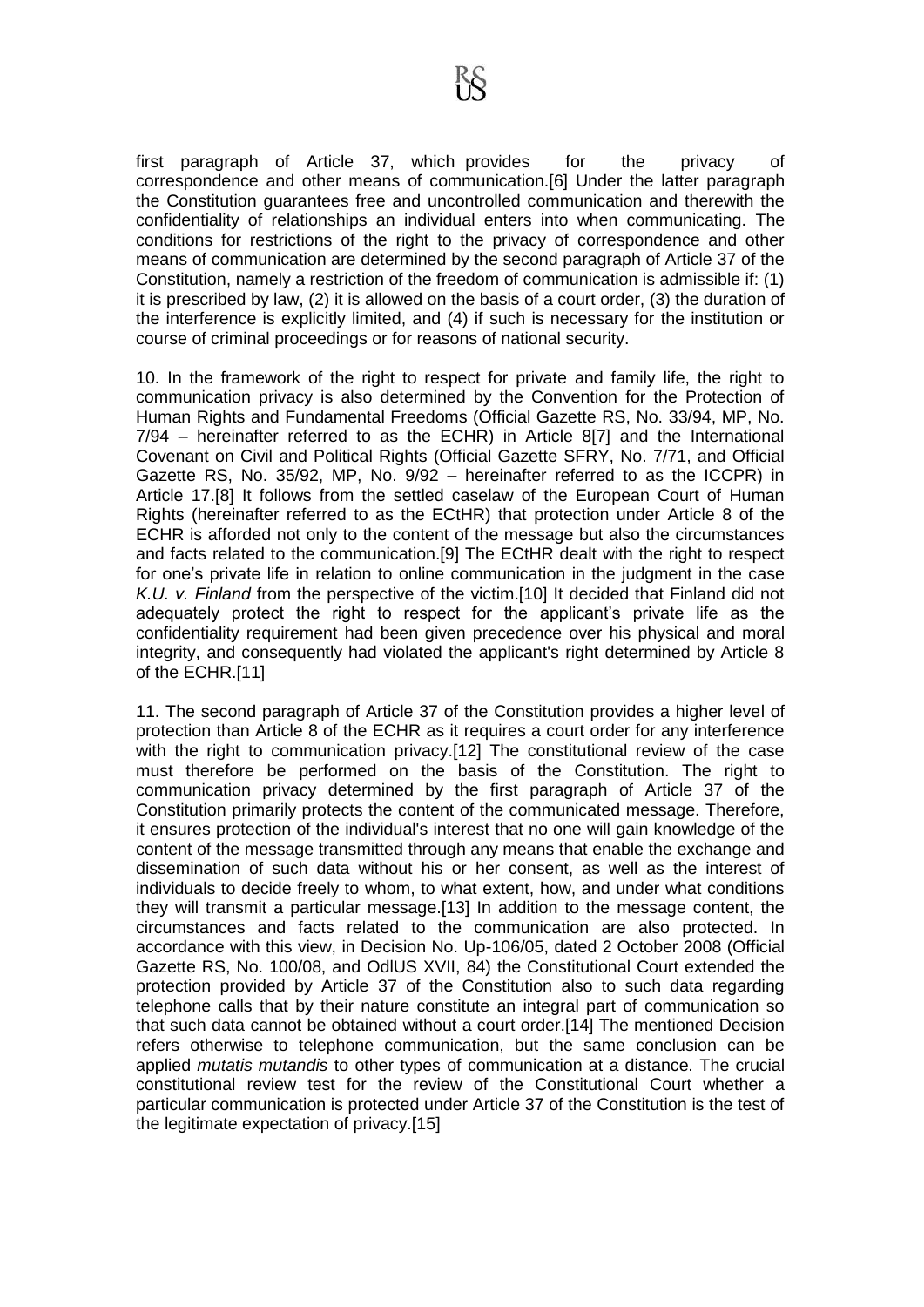first paragraph of Article 37, which provides for the privacy of correspondence and other means of communication.[6] Under the latter paragraph the Constitution guarantees free and uncontrolled communication and therewith the confidentiality of relationships an individual enters into when communicating. The conditions for restrictions of the right to the privacy of correspondence and other means of communication are determined by the second paragraph of Article 37 of the Constitution, namely a restriction of the freedom of communication is admissible if: (1) it is prescribed by law, (2) it is allowed on the basis of a court order, (3) the duration of the interference is explicitly limited, and (4) if such is necessary for the institution or course of criminal proceedings or for reasons of national security.

10. In the framework of the right to respect for private and family life, the right to communication privacy is also determined by the Convention for the Protection of Human Rights and Fundamental Freedoms (Official Gazette RS, No. 33/94, MP, No. 7/94 – hereinafter referred to as the ECHR) in Article 8[7] and the International Covenant on Civil and Political Rights (Official Gazette SFRY, No. 7/71, and Official Gazette RS, No. 35/92, MP, No. 9/92 – hereinafter referred to as the ICCPR) in Article 17.[8] It follows from the settled caselaw of the European Court of Human Rights (hereinafter referred to as the ECtHR) that protection under Article 8 of the ECHR is afforded not only to the content of the message but also the circumstances and facts related to the communication.[9] The ECtHR dealt with the right to respect for one's private life in relation to online communication in the judgment in the case *K.U. v. Finland* from the perspective of the victim.[10] It decided that Finland did not adequately protect the right to respect for the applicant's private life as the confidentiality requirement had been given precedence over his physical and moral integrity, and consequently had violated the applicant's right determined by Article 8 of the ECHR.[11]

11. The second paragraph of Article 37 of the Constitution provides a higher level of protection than Article 8 of the ECHR as it requires a court order for any interference with the right to communication privacy.[12] The constitutional review of the case must therefore be performed on the basis of the Constitution. The right to communication privacy determined by the first paragraph of Article 37 of the Constitution primarily protects the content of the communicated message. Therefore, it ensures protection of the individual's interest that no one will gain knowledge of the content of the message transmitted through any means that enable the exchange and dissemination of such data without his or her consent, as well as the interest of individuals to decide freely to whom, to what extent, how, and under what conditions they will transmit a particular message.[13] In addition to the message content, the circumstances and facts related to the communication are also protected. In accordance with this view, in Decision No. Up-106/05, dated 2 October 2008 (Official Gazette RS, No. 100/08, and OdlUS XVII, 84) the Constitutional Court extended the protection provided by Article 37 of the Constitution also to such data regarding telephone calls that by their nature constitute an integral part of communication so that such data cannot be obtained without a court order.[14] The mentioned Decision refers otherwise to telephone communication, but the same conclusion can be applied *mutatis mutandis* to other types of communication at a distance. The crucial constitutional review test for the review of the Constitutional Court whether a particular communication is protected under Article 37 of the Constitution is the test of the legitimate expectation of privacy.[15]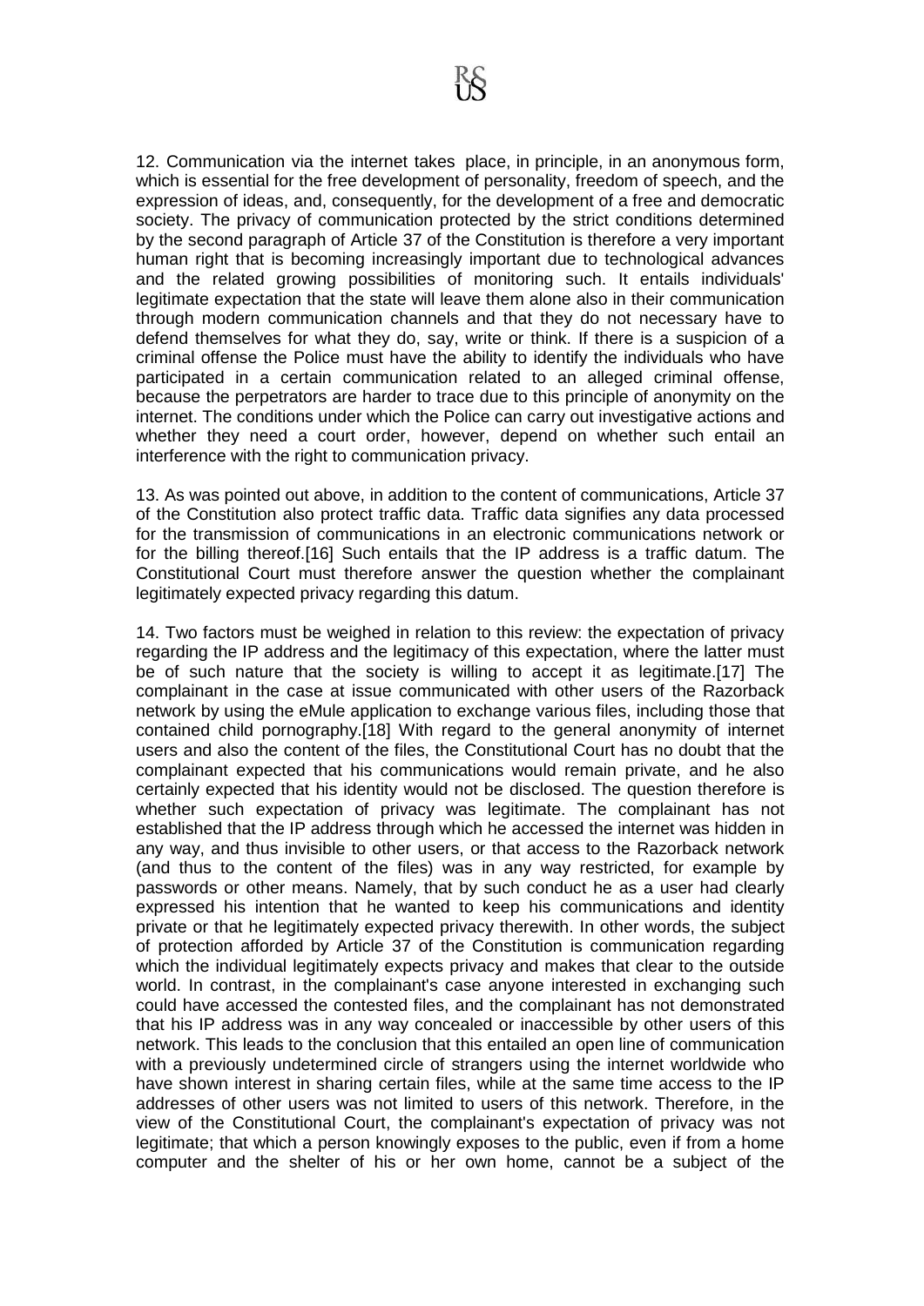12. Communication via the internet takes place, in principle, in an anonymous form, which is essential for the free development of personality, freedom of speech, and the expression of ideas, and, consequently, for the development of a free and democratic society. The privacy of communication protected by the strict conditions determined by the second paragraph of Article 37 of the Constitution is therefore a very important human right that is becoming increasingly important due to technological advances and the related growing possibilities of monitoring such. It entails individuals' legitimate expectation that the state will leave them alone also in their communication through modern communication channels and that they do not necessary have to defend themselves for what they do, say, write or think. If there is a suspicion of a criminal offense the Police must have the ability to identify the individuals who have participated in a certain communication related to an alleged criminal offense, because the perpetrators are harder to trace due to this principle of anonymity on the internet. The conditions under which the Police can carry out investigative actions and whether they need a court order, however, depend on whether such entail an interference with the right to communication privacy.

13. As was pointed out above, in addition to the content of communications, Article 37 of the Constitution also protect traffic data. Traffic data signifies any data processed for the transmission of communications in an electronic communications network or for the billing thereof.[16] Such entails that the IP address is a traffic datum. The Constitutional Court must therefore answer the question whether the complainant legitimately expected privacy regarding this datum.

14. Two factors must be weighed in relation to this review: the expectation of privacy regarding the IP address and the legitimacy of this expectation, where the latter must be of such nature that the society is willing to accept it as legitimate.[17] The complainant in the case at issue communicated with other users of the Razorback network by using the eMule application to exchange various files, including those that contained child pornography.[18] With regard to the general anonymity of internet users and also the content of the files, the Constitutional Court has no doubt that the complainant expected that his communications would remain private, and he also certainly expected that his identity would not be disclosed. The question therefore is whether such expectation of privacy was legitimate. The complainant has not established that the IP address through which he accessed the internet was hidden in any way, and thus invisible to other users, or that access to the Razorback network (and thus to the content of the files) was in any way restricted, for example by passwords or other means. Namely, that by such conduct he as a user had clearly expressed his intention that he wanted to keep his communications and identity private or that he legitimately expected privacy therewith. In other words, the subject of protection afforded by Article 37 of the Constitution is communication regarding which the individual legitimately expects privacy and makes that clear to the outside world. In contrast, in the complainant's case anyone interested in exchanging such could have accessed the contested files, and the complainant has not demonstrated that his IP address was in any way concealed or inaccessible by other users of this network. This leads to the conclusion that this entailed an open line of communication with a previously undetermined circle of strangers using the internet worldwide who have shown interest in sharing certain files, while at the same time access to the IP addresses of other users was not limited to users of this network. Therefore, in the view of the Constitutional Court, the complainant's expectation of privacy was not legitimate; that which a person knowingly exposes to the public, even if from a home computer and the shelter of his or her own home, cannot be a subject of the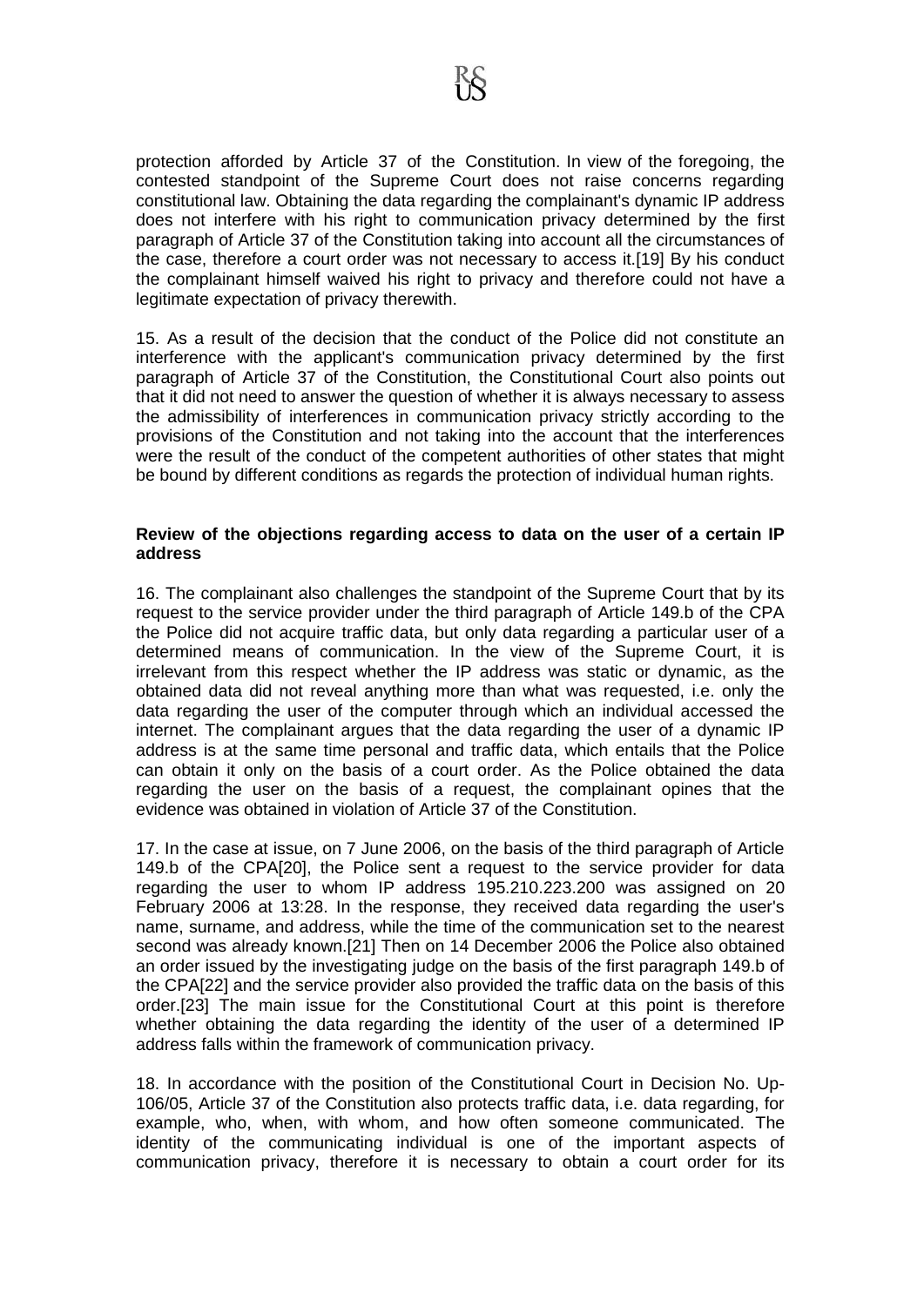protection afforded by Article 37 of the Constitution. In view of the foregoing, the contested standpoint of the Supreme Court does not raise concerns regarding constitutional law. Obtaining the data regarding the complainant's dynamic IP address does not interfere with his right to communication privacy determined by the first paragraph of Article 37 of the Constitution taking into account all the circumstances of the case, therefore a court order was not necessary to access it.[19] By his conduct the complainant himself waived his right to privacy and therefore could not have a legitimate expectation of privacy therewith.

15. As a result of the decision that the conduct of the Police did not constitute an interference with the applicant's communication privacy determined by the first paragraph of Article 37 of the Constitution, the Constitutional Court also points out that it did not need to answer the question of whether it is always necessary to assess the admissibility of interferences in communication privacy strictly according to the provisions of the Constitution and not taking into the account that the interferences were the result of the conduct of the competent authorities of other states that might be bound by different conditions as regards the protection of individual human rights.

**Review of the objections regarding access to data on the user of a certain IP address**

16. The complainant also challenges the standpoint of the Supreme Court that by its request to the service provider under the third paragraph of Article 149.b of the CPA the Police did not acquire traffic data, but only data regarding a particular user of a determined means of communication. In the view of the Supreme Court, it is irrelevant from this respect whether the IP address was static or dynamic, as the obtained data did not reveal anything more than what was requested, i.e. only the data regarding the user of the computer through which an individual accessed the internet. The complainant argues that the data regarding the user of a dynamic IP address is at the same time personal and traffic data, which entails that the Police can obtain it only on the basis of a court order. As the Police obtained the data regarding the user on the basis of a request, the complainant opines that the evidence was obtained in violation of Article 37 of the Constitution.

17. In the case at issue, on 7 June 2006, on the basis of the third paragraph of Article 149.b of the CPA[20], the Police sent a request to the service provider for data regarding the user to whom IP address 195.210.223.200 was assigned on 20 February 2006 at 13:28. In the response, they received data regarding the user's name, surname, and address, while the time of the communication set to the nearest second was already known.[21] Then on 14 December 2006 the Police also obtained an order issued by the investigating judge on the basis of the first paragraph 149.b of the CPA[22] and the service provider also provided the traffic data on the basis of this order.[23] The main issue for the Constitutional Court at this point is therefore whether obtaining the data regarding the identity of the user of a determined IP address falls within the framework of communication privacy.

18. In accordance with the position of the Constitutional Court in Decision No. Up-106/05, Article 37 of the Constitution also protects traffic data, i.e. data regarding, for example, who, when, with whom, and how often someone communicated. The identity of the communicating individual is one of the important aspects of communication privacy, therefore it is necessary to obtain a court order for its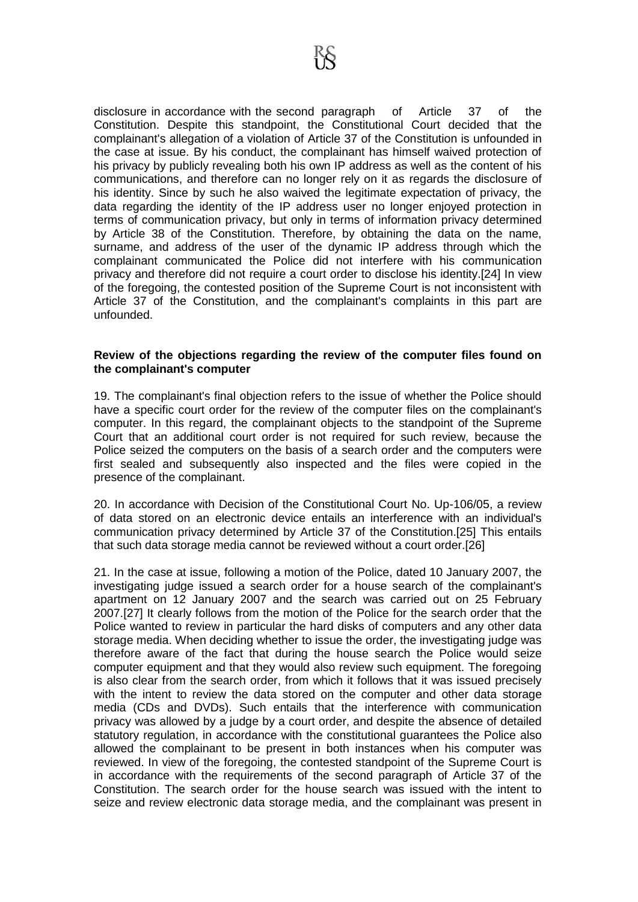disclosure in accordance with the second paragraph of Article 37 of the Constitution. Despite this standpoint, the Constitutional Court decided that the complainant's allegation of a violation of Article 37 of the Constitution is unfounded in the case at issue. By his conduct, the complainant has himself waived protection of his privacy by publicly revealing both his own IP address as well as the content of his communications, and therefore can no longer rely on it as regards the disclosure of his identity. Since by such he also waived the legitimate expectation of privacy, the data regarding the identity of the IP address user no longer enjoyed protection in terms of communication privacy, but only in terms of information privacy determined by Article 38 of the Constitution. Therefore, by obtaining the data on the name, surname, and address of the user of the dynamic IP address through which the complainant communicated the Police did not interfere with his communication privacy and therefore did not require a court order to disclose his identity.[24] In view of the foregoing, the contested position of the Supreme Court is not inconsistent with Article 37 of the Constitution, and the complainant's complaints in this part are unfounded.

**Review of the objections regarding the review of the computer files found on the complainant's computer**

19. The complainant's final objection refers to the issue of whether the Police should have a specific court order for the review of the computer files on the complainant's computer. In this regard, the complainant objects to the standpoint of the Supreme Court that an additional court order is not required for such review, because the Police seized the computers on the basis of a search order and the computers were first sealed and subsequently also inspected and the files were copied in the presence of the complainant.

20. In accordance with Decision of the Constitutional Court No. Up-106/05, a review of data stored on an electronic device entails an interference with an individual's communication privacy determined by Article 37 of the Constitution.[25] This entails that such data storage media cannot be reviewed without a court order.[26]

21. In the case at issue, following a motion of the Police, dated 10 January 2007, the investigating judge issued a search order for a house search of the complainant's apartment on 12 January 2007 and the search was carried out on 25 February 2007.[27] It clearly follows from the motion of the Police for the search order that the Police wanted to review in particular the hard disks of computers and any other data storage media. When deciding whether to issue the order, the investigating judge was therefore aware of the fact that during the house search the Police would seize computer equipment and that they would also review such equipment. The foregoing is also clear from the search order, from which it follows that it was issued precisely with the intent to review the data stored on the computer and other data storage media (CDs and DVDs). Such entails that the interference with communication privacy was allowed by a judge by a court order, and despite the absence of detailed statutory regulation, in accordance with the constitutional guarantees the Police also allowed the complainant to be present in both instances when his computer was reviewed. In view of the foregoing, the contested standpoint of the Supreme Court is in accordance with the requirements of the second paragraph of Article 37 of the Constitution. The search order for the house search was issued with the intent to seize and review electronic data storage media, and the complainant was present in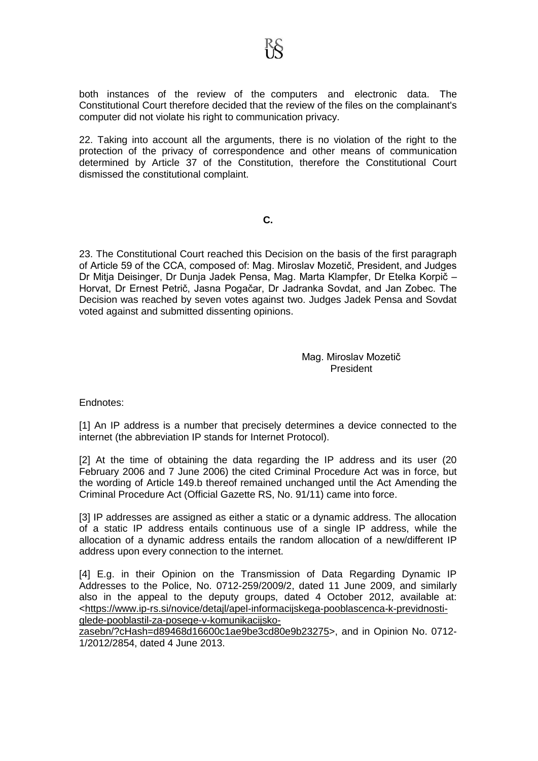both instances of the review of the computers and electronic data. The Constitutional Court therefore decided that the review of the files on the complainant's computer did not violate his right to communication privacy.

22. Taking into account all the arguments, there is no violation of the right to the protection of the privacy of correspondence and other means of communication determined by Article 37 of the Constitution, therefore the Constitutional Court dismissed the constitutional complaint.

**C.**

23. The Constitutional Court reached this Decision on the basis of the first paragraph of Article 59 of the CCA, composed of: Mag. Miroslav Mozetič, President, and Judges Dr Mitja Deisinger, Dr Dunja Jadek Pensa, Mag. Marta Klampfer, Dr Etelka Korpič – Horvat, Dr Ernest Petrič, Jasna Pogačar, Dr Jadranka Sovdat, and Jan Zobec. The Decision was reached by seven votes against two. Judges Jadek Pensa and Sovdat voted against and submitted dissenting opinions.

Mag. Miroslav Mozetič
President

Endnotes:

[1] An IP address is a number that precisely determines a device connected to the internet (the abbreviation IP stands for Internet Protocol).

[2] At the time of obtaining the data regarding the IP address and its user (20 February 2006 and 7 June 2006) the cited Criminal Procedure Act was in force, but the wording of Article 149.b thereof remained unchanged until the Act Amending the Criminal Procedure Act (Official Gazette RS, No. 91/11) came into force.

[3] IP addresses are assigned as either a static or a dynamic address. The allocation of a static IP address entails continuous use of a single IP address, while the allocation of a dynamic address entails the random allocation of a new/different IP address upon every connection to the internet.

[4] E.g. in their Opinion on the Transmission of Data Regarding Dynamic IP Addresses to the Police, No. 0712-259/2009/2, dated 11 June 2009, and similarly also in the appeal to the deputy groups, dated 4 October 2012, available at: <https://www.ip-rs.si/novice/detajl/apel-informacijskega-pooblascenca-k-previdnosti-glede-pooblastil-za-posege-v-komunikacijsko-zasebn/?cHash=d89468d16600c1ae9be3cd80e9b23275>, and in Opinion No. 0712-1/2012/2854, dated 4 June 2013.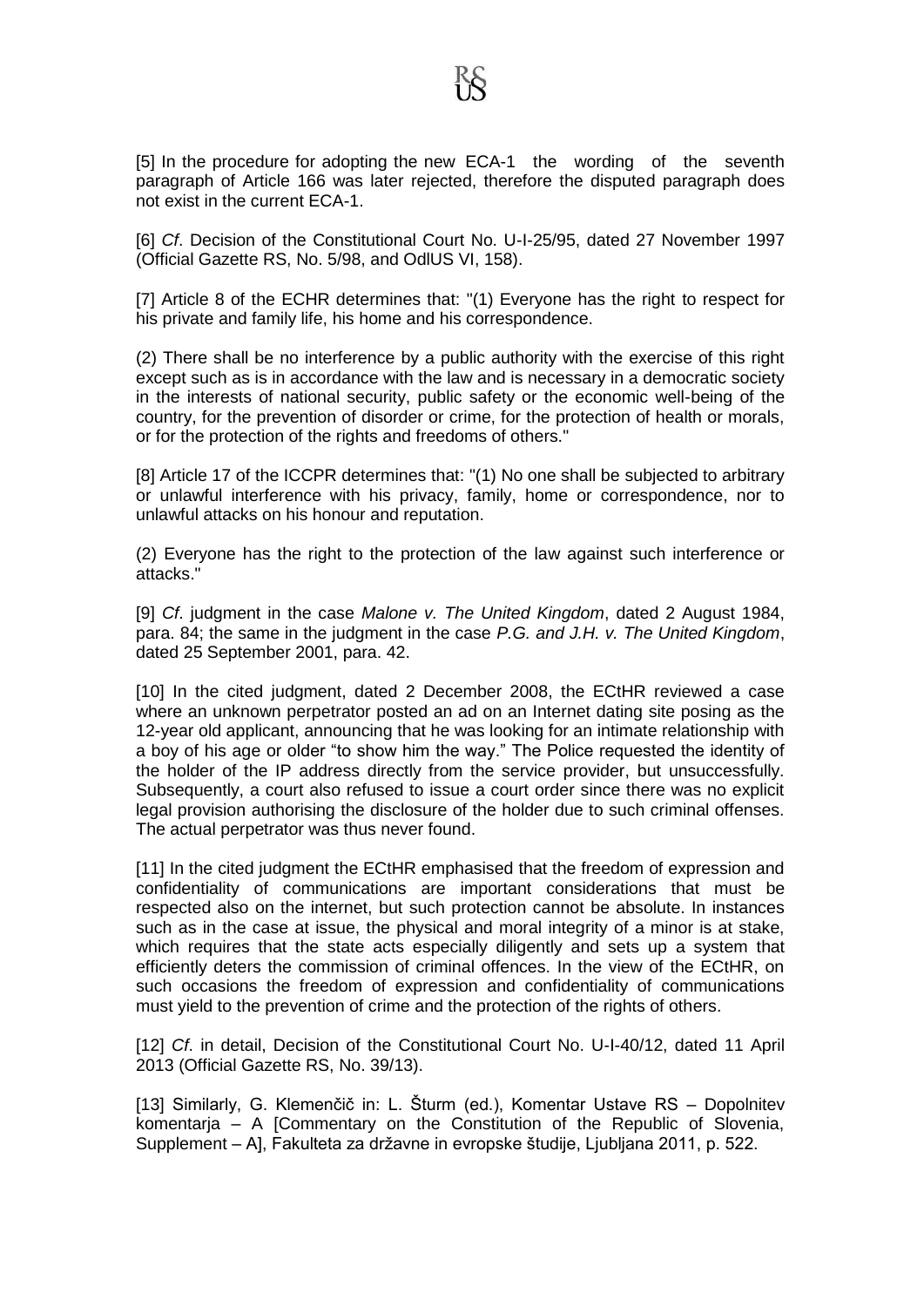[5] In the procedure for adopting the new ECA-1 the wording of the seventh paragraph of Article 166 was later rejected, therefore the disputed paragraph does not exist in the current ECA-1.

[6] *Cf*. Decision of the Constitutional Court No. U-I-25/95, dated 27 November 1997 (Official Gazette RS, No. 5/98, and OdlUS VI, 158).

[7] Article 8 of the ECHR determines that: "(1) Everyone has the right to respect for his private and family life, his home and his correspondence.

(2) There shall be no interference by a public authority with the exercise of this right except such as is in accordance with the law and is necessary in a democratic society in the interests of national security, public safety or the economic well-being of the country, for the prevention of disorder or crime, for the protection of health or morals, or for the protection of the rights and freedoms of others."

[8] Article 17 of the ICCPR determines that: "(1) No one shall be subjected to arbitrary or unlawful interference with his privacy, family, home or correspondence, nor to unlawful attacks on his honour and reputation.

(2) Everyone has the right to the protection of the law against such interference or attacks."

[9] *Cf*. judgment in the case *Malone v. The United Kingdom*, dated 2 August 1984, para. 84; the same in the judgment in the case *P.G. and J.H. v. The United Kingdom*, dated 25 September 2001, para. 42.

[10] In the cited judgment, dated 2 December 2008, the ECtHR reviewed a case where an unknown perpetrator posted an ad on an Internet dating site posing as the 12-year old applicant, announcing that he was looking for an intimate relationship with a boy of his age or older "to show him the way." The Police requested the identity of the holder of the IP address directly from the service provider, but unsuccessfully. Subsequently, a court also refused to issue a court order since there was no explicit legal provision authorising the disclosure of the holder due to such criminal offenses. The actual perpetrator was thus never found.

[11] In the cited judgment the ECtHR emphasised that the freedom of expression and confidentiality of communications are important considerations that must be respected also on the internet, but such protection cannot be absolute. In instances such as in the case at issue, the physical and moral integrity of a minor is at stake, which requires that the state acts especially diligently and sets up a system that efficiently deters the commission of criminal offences. In the view of the ECtHR, on such occasions the freedom of expression and confidentiality of communications must yield to the prevention of crime and the protection of the rights of others.

[12] *Cf*. in detail, Decision of the Constitutional Court No. U-I-40/12, dated 11 April 2013 (Official Gazette RS, No. 39/13).

[13] Similarly, G. Klemenčič in: L. Šturm (ed.), Komentar Ustave RS – Dopolnitev komentarja – A [Commentary on the Constitution of the Republic of Slovenia, Supplement – A], Fakulteta za državne in evropske študije, Ljubljana 2011, p. 522.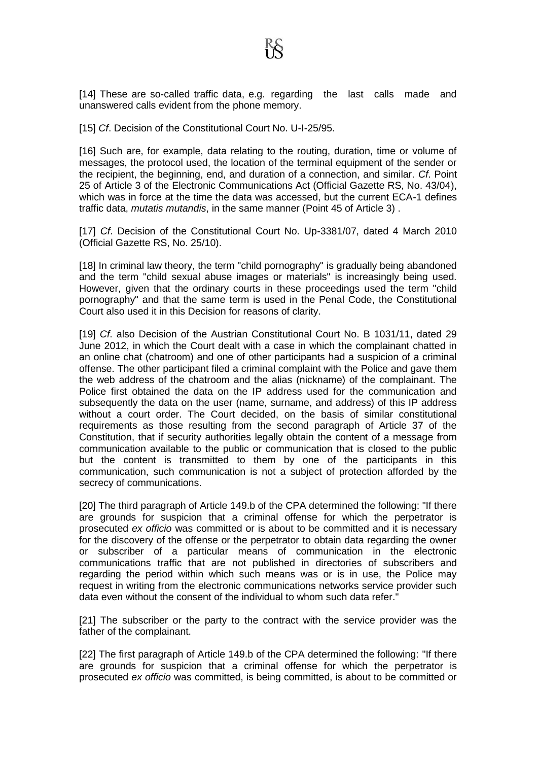[14] These are so-called traffic data, e.g. regarding the last calls made and unanswered calls evident from the phone memory.

[15] *Cf*. Decision of the Constitutional Court No. U-I-25/95.

[16] Such are, for example, data relating to the routing, duration, time or volume of messages, the protocol used, the location of the terminal equipment of the sender or the recipient, the beginning, end, and duration of a connection, and similar. *Cf*. Point 25 of Article 3 of the Electronic Communications Act (Official Gazette RS, No. 43/04), which was in force at the time the data was accessed, but the current ECA-1 defines traffic data, *mutatis mutandis*, in the same manner (Point 45 of Article 3) .

[17] *Cf*. Decision of the Constitutional Court No. Up-3381/07, dated 4 March 2010 (Official Gazette RS, No. 25/10).

[18] In criminal law theory, the term "child pornography" is gradually being abandoned and the term "child sexual abuse images or materials" is increasingly being used. However, given that the ordinary courts in these proceedings used the term "child pornography" and that the same term is used in the Penal Code, the Constitutional Court also used it in this Decision for reasons of clarity.

[19] *Cf*. also Decision of the Austrian Constitutional Court No. B 1031/11, dated 29 June 2012, in which the Court dealt with a case in which the complainant chatted in an online chat (chatroom) and one of other participants had a suspicion of a criminal offense. The other participant filed a criminal complaint with the Police and gave them the web address of the chatroom and the alias (nickname) of the complainant. The Police first obtained the data on the IP address used for the communication and subsequently the data on the user (name, surname, and address) of this IP address without a court order. The Court decided, on the basis of similar constitutional requirements as those resulting from the second paragraph of Article 37 of the Constitution, that if security authorities legally obtain the content of a message from communication available to the public or communication that is closed to the public but the content is transmitted to them by one of the participants in this communication, such communication is not a subject of protection afforded by the secrecy of communications.

[20] The third paragraph of Article 149.b of the CPA determined the following: "If there are grounds for suspicion that a criminal offense for which the perpetrator is prosecuted *ex officio* was committed or is about to be committed and it is necessary for the discovery of the offense or the perpetrator to obtain data regarding the owner or subscriber of a particular means of communication in the electronic communications traffic that are not published in directories of subscribers and regarding the period within which such means was or is in use, the Police may request in writing from the electronic communications networks service provider such data even without the consent of the individual to whom such data refer."

[21] The subscriber or the party to the contract with the service provider was the father of the complainant.

[22] The first paragraph of Article 149.b of the CPA determined the following: "If there are grounds for suspicion that a criminal offense for which the perpetrator is prosecuted *ex officio* was committed, is being committed, is about to be committed or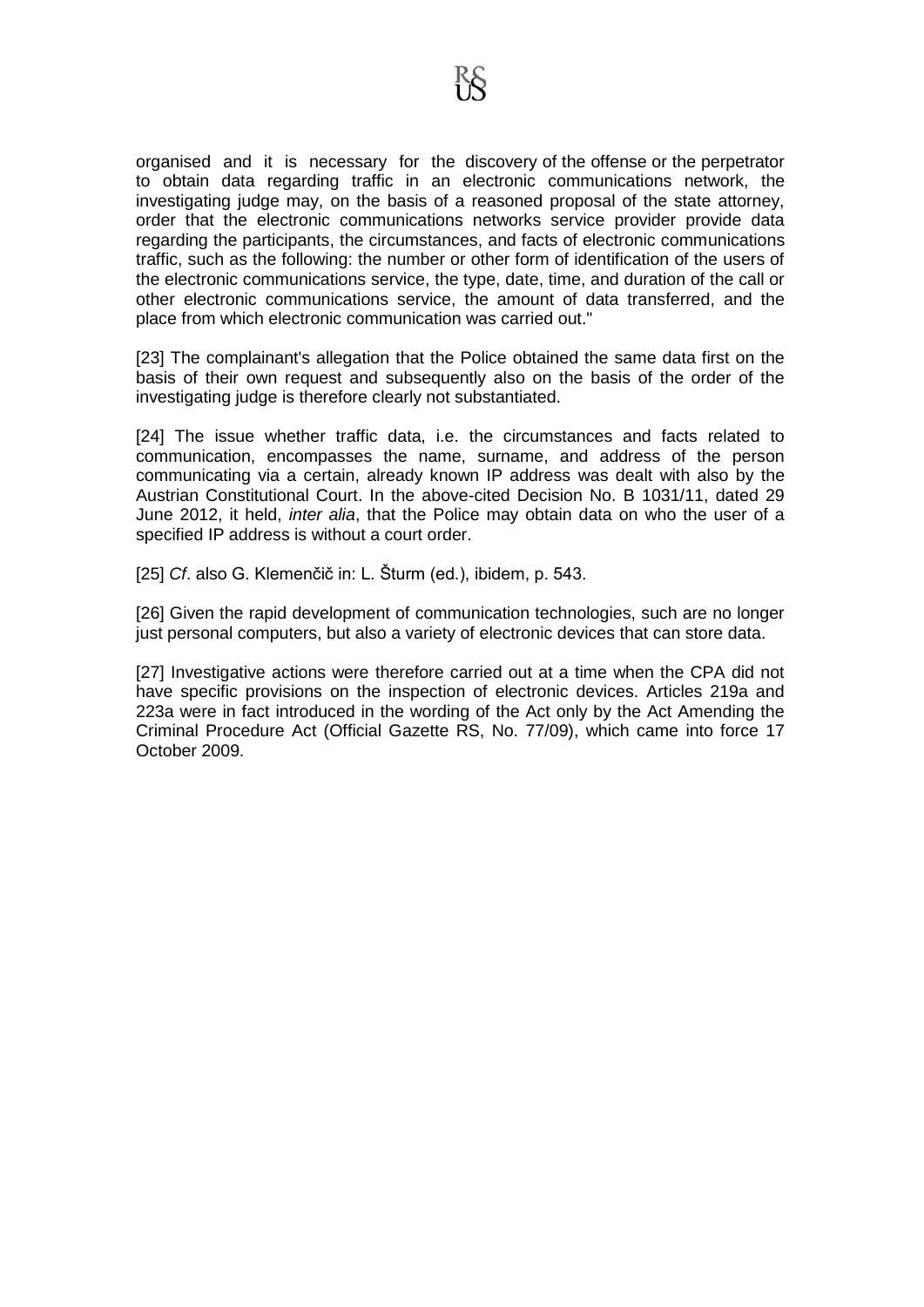organised and it is necessary for the discovery of the offense or the perpetrator to obtain data regarding traffic in an electronic communications network, the investigating judge may, on the basis of a reasoned proposal of the state attorney, order that the electronic communications networks service provider provide data regarding the participants, the circumstances, and facts of electronic communications traffic, such as the following: the number or other form of identification of the users of the electronic communications service, the type, date, time, and duration of the call or other electronic communications service, the amount of data transferred, and the place from which electronic communication was carried out."

[23] The complainant's allegation that the Police obtained the same data first on the basis of their own request and subsequently also on the basis of the order of the investigating judge is therefore clearly not substantiated.

[24] The issue whether traffic data, i.e. the circumstances and facts related to communication, encompasses the name, surname, and address of the person communicating via a certain, already known IP address was dealt with also by the Austrian Constitutional Court. In the above-cited Decision No. B 1031/11, dated 29 June 2012, it held, *inter alia*, that the Police may obtain data on who the user of a specified IP address is without a court order.

[25] *Cf*. also G. Klemenčič in: L. Šturm (ed.), ibidem, p. 543.

[26] Given the rapid development of communication technologies, such are no longer just personal computers, but also a variety of electronic devices that can store data.

[27] Investigative actions were therefore carried out at a time when the CPA did not have specific provisions on the inspection of electronic devices. Articles 219a and 223a were in fact introduced in the wording of the Act only by the Act Amending the Criminal Procedure Act (Official Gazette RS, No. 77/09), which came into force 17 October 2009.